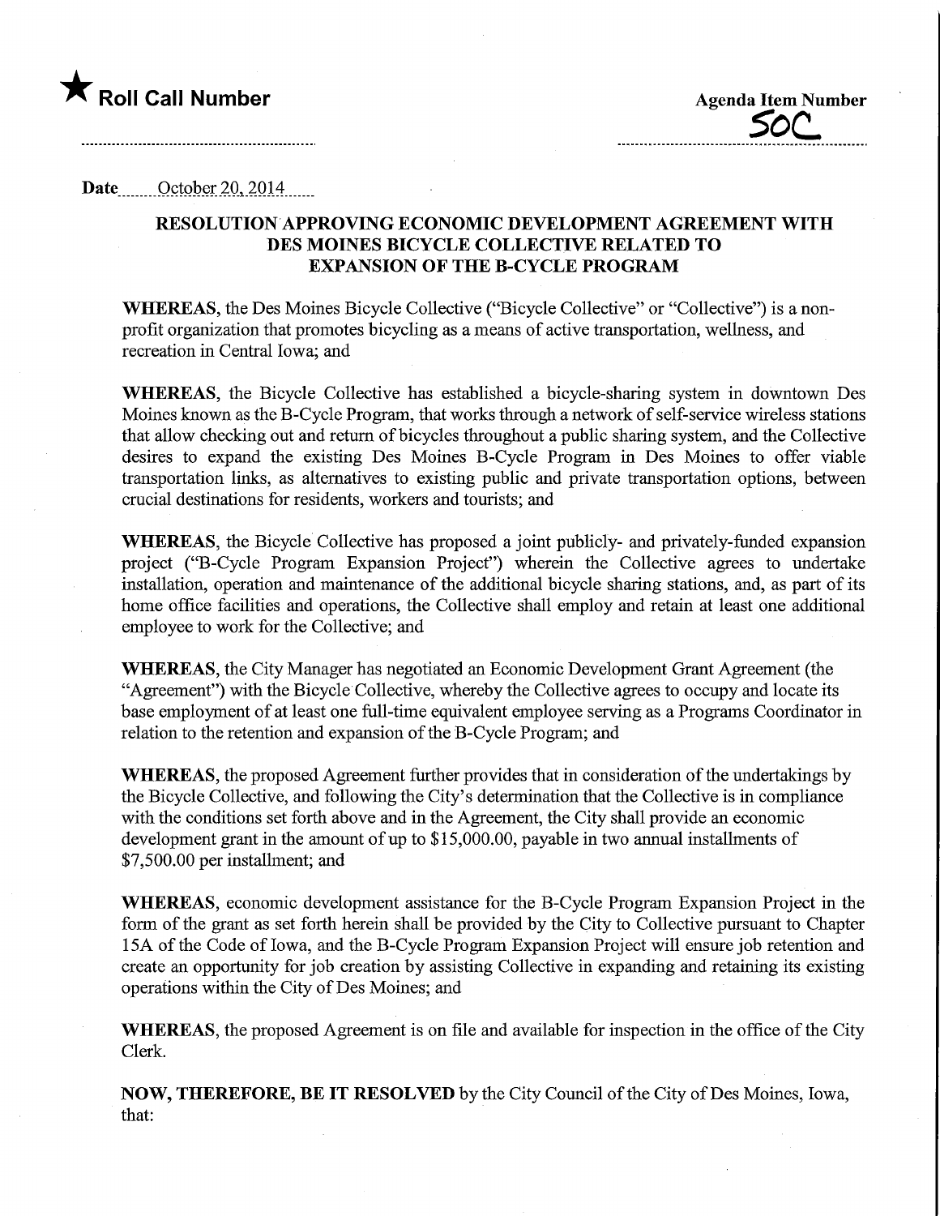★ **Roll Call Number**

**Agenda Item Number**
50C

**Date** October 20, 2014

## RESOLUTION APPROVING ECONOMIC DEVELOPMENT AGREEMENT WITH DES MOINES BICYCLE COLLECTIVE RELATED TO EXPANSION OF THE B-CYCLE PROGRAM

**WHEREAS**, the Des Moines Bicycle Collective ("Bicycle Collective" or "Collective") is a non-profit organization that promotes bicycling as a means of active transportation, wellness, and recreation in Central Iowa; and

**WHEREAS**, the Bicycle Collective has established a bicycle-sharing system in downtown Des Moines known as the B-Cycle Program, that works through a network of self-service wireless stations that allow checking out and return of bicycles throughout a public sharing system, and the Collective desires to expand the existing Des Moines B-Cycle Program in Des Moines to offer viable transportation links, as alternatives to existing public and private transportation options, between crucial destinations for residents, workers and tourists; and

**WHEREAS**, the Bicycle Collective has proposed a joint publicly- and privately-funded expansion project ("B-Cycle Program Expansion Project") wherein the Collective agrees to undertake installation, operation and maintenance of the additional bicycle sharing stations, and, as part of its home office facilities and operations, the Collective shall employ and retain at least one additional employee to work for the Collective; and

**WHEREAS**, the City Manager has negotiated an Economic Development Grant Agreement (the "Agreement") with the Bicycle Collective, whereby the Collective agrees to occupy and locate its base employment of at least one full-time equivalent employee serving as a Programs Coordinator in relation to the retention and expansion of the B-Cycle Program; and

**WHEREAS**, the proposed Agreement further provides that in consideration of the undertakings by the Bicycle Collective, and following the City's determination that the Collective is in compliance with the conditions set forth above and in the Agreement, the City shall provide an economic development grant in the amount of up to $15,000.00, payable in two annual installments of $7,500.00 per installment; and

**WHEREAS**, economic development assistance for the B-Cycle Program Expansion Project in the form of the grant as set forth herein shall be provided by the City to Collective pursuant to Chapter 15A of the Code of Iowa, and the B-Cycle Program Expansion Project will ensure job retention and create an opportunity for job creation by assisting Collective in expanding and retaining its existing operations within the City of Des Moines; and

**WHEREAS**, the proposed Agreement is on file and available for inspection in the office of the City Clerk.

**NOW, THEREFORE, BE IT RESOLVED** by the City Council of the City of Des Moines, Iowa, that: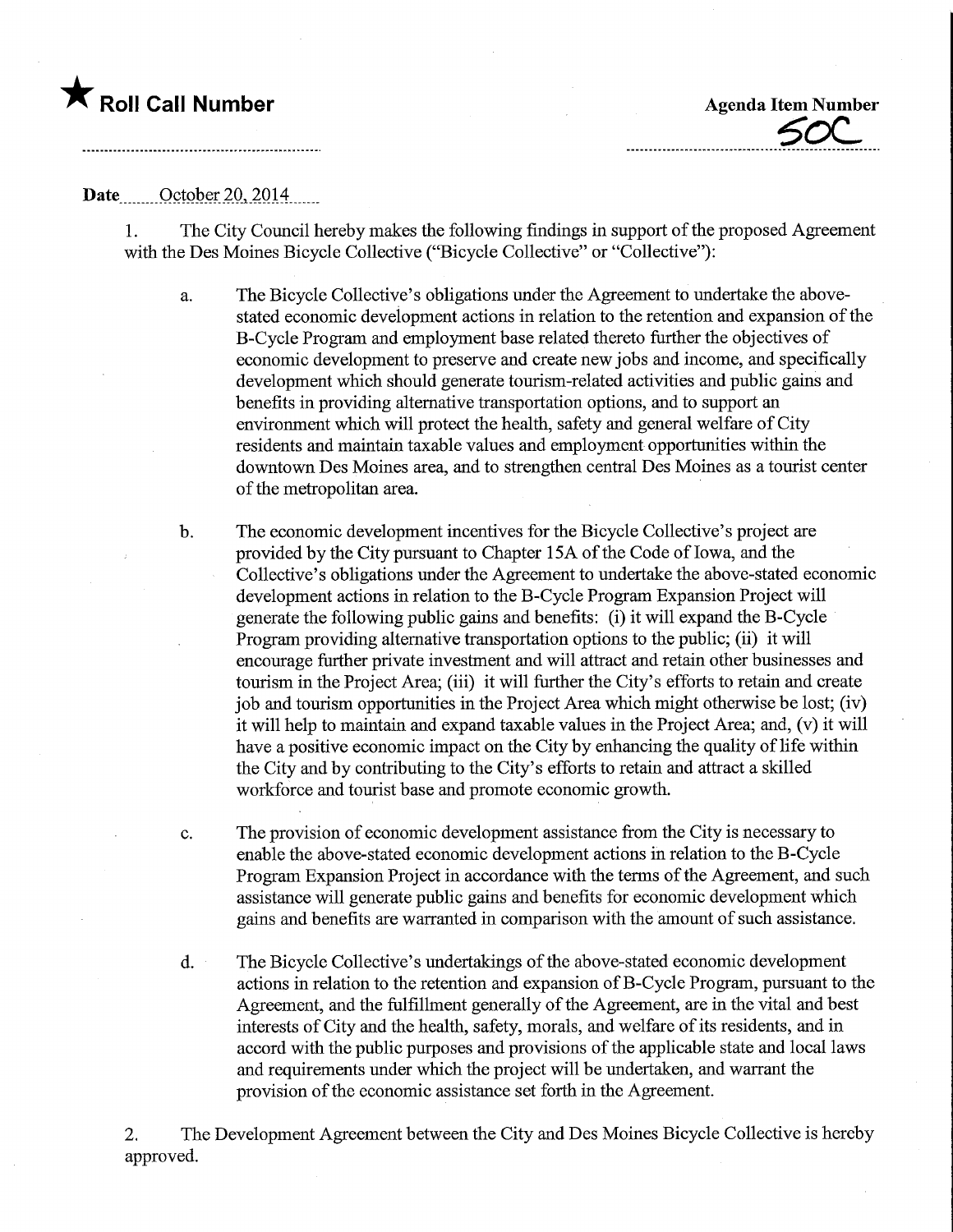★ **Roll Call Number**

**Agenda Item Number**
50C

**Date** October 20, 2014

1. The City Council hereby makes the following findings in support of the proposed Agreement with the Des Moines Bicycle Collective ("Bicycle Collective" or "Collective"):

   a. The Bicycle Collective's obligations under the Agreement to undertake the above-stated economic development actions in relation to the retention and expansion of the B-Cycle Program and employment base related thereto further the objectives of economic development to preserve and create new jobs and income, and specifically development which should generate tourism-related activities and public gains and benefits in providing alternative transportation options, and to support an environment which will protect the health, safety and general welfare of City residents and maintain taxable values and employment opportunities within the downtown Des Moines area, and to strengthen central Des Moines as a tourist center of the metropolitan area.

   b. The economic development incentives for the Bicycle Collective's project are provided by the City pursuant to Chapter 15A of the Code of Iowa, and the Collective's obligations under the Agreement to undertake the above-stated economic development actions in relation to the B-Cycle Program Expansion Project will generate the following public gains and benefits: (i) it will expand the B-Cycle Program providing alternative transportation options to the public; (ii) it will encourage further private investment and will attract and retain other businesses and tourism in the Project Area; (iii) it will further the City's efforts to retain and create job and tourism opportunities in the Project Area which might otherwise be lost; (iv) it will help to maintain and expand taxable values in the Project Area; and, (v) it will have a positive economic impact on the City by enhancing the quality of life within the City and by contributing to the City's efforts to retain and attract a skilled workforce and tourist base and promote economic growth.

   c. The provision of economic development assistance from the City is necessary to enable the above-stated economic development actions in relation to the B-Cycle Program Expansion Project in accordance with the terms of the Agreement, and such assistance will generate public gains and benefits for economic development which gains and benefits are warranted in comparison with the amount of such assistance.

   d. The Bicycle Collective's undertakings of the above-stated economic development actions in relation to the retention and expansion of B-Cycle Program, pursuant to the Agreement, and the fulfillment generally of the Agreement, are in the vital and best interests of City and the health, safety, morals, and welfare of its residents, and in accord with the public purposes and provisions of the applicable state and local laws and requirements under which the project will be undertaken, and warrant the provision of the economic assistance set forth in the Agreement.

2. The Development Agreement between the City and Des Moines Bicycle Collective is hereby approved.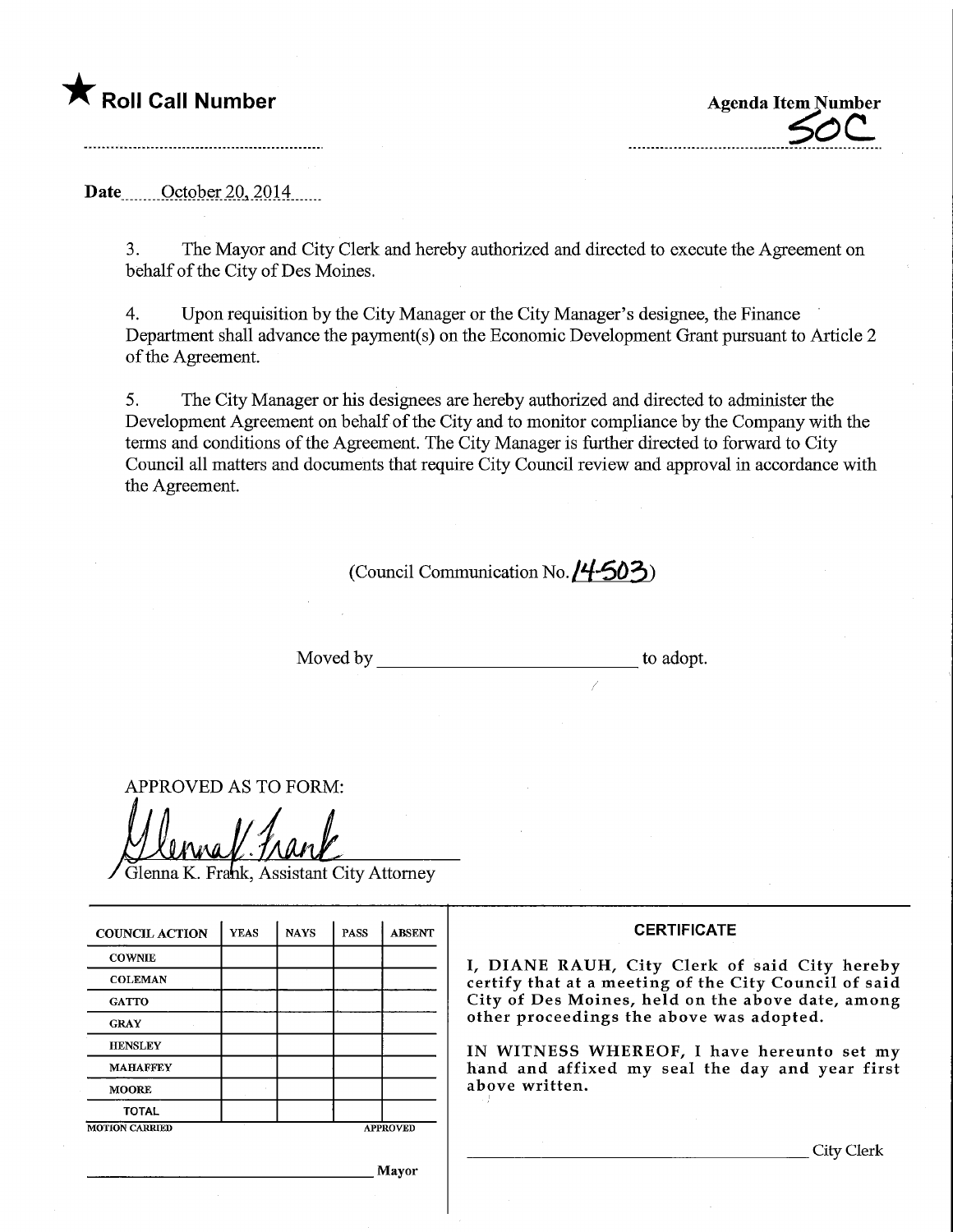★ **Roll Call Number**

**Agenda Item Number**
50C

**Date** October 20, 2014

3. The Mayor and City Clerk and hereby authorized and directed to execute the Agreement on behalf of the City of Des Moines.

4. Upon requisition by the City Manager or the City Manager's designee, the Finance Department shall advance the payment(s) on the Economic Development Grant pursuant to Article 2 of the Agreement.

5. The City Manager or his designees are hereby authorized and directed to administer the Development Agreement on behalf of the City and to monitor compliance by the Company with the terms and conditions of the Agreement. The City Manager is further directed to forward to City Council all matters and documents that require City Council review and approval in accordance with the Agreement.

(Council Communication No. 14-503)

Moved by ____________________________ to adopt.

APPROVED AS TO FORM:

Glenna K. Frank, Assistant City Attorney

| COUNCIL ACTION | YEAS | NAYS | PASS | ABSENT |
|---|---|---|---|---|
| COWNIE | | | | |
| COLEMAN | | | | |
| GATTO | | | | |
| GRAY | | | | |
| HENSLEY | | | | |
| MAHAFFEY | | | | |
| MOORE | | | | |
| TOTAL | | | | |

MOTION CARRIED APPROVED

______________________________ Mayor

**CERTIFICATE**

I, DIANE RAUH, City Clerk of said City hereby certify that at a meeting of the City Council of said City of Des Moines, held on the above date, among other proceedings the above was adopted.

IN WITNESS WHEREOF, I have hereunto set my hand and affixed my seal the day and year first above written.

______________________________ City Clerk